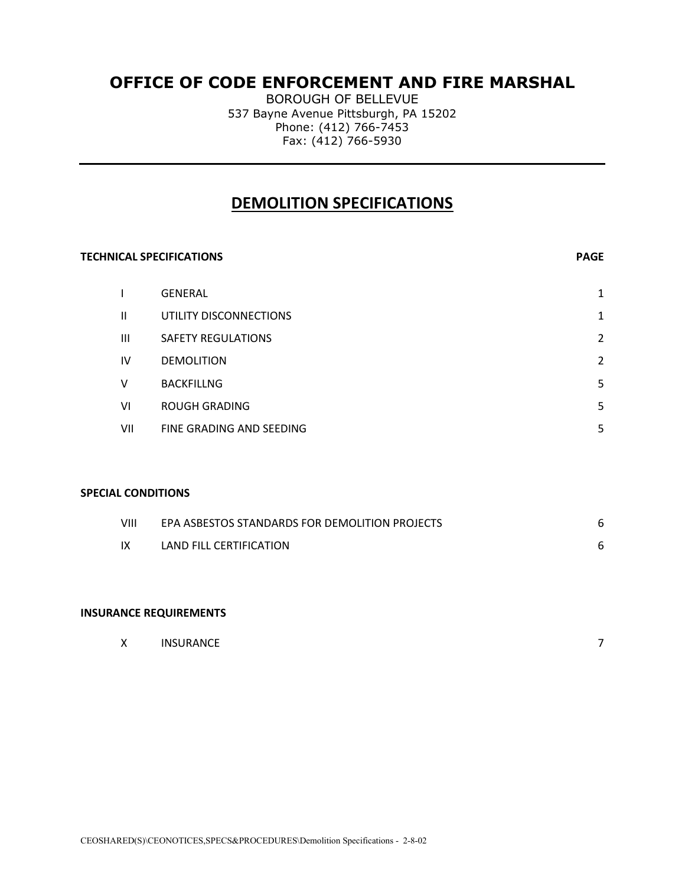# OFFICE OF CODE ENFORCEMENT AND FIRE MARSHAL

BOROUGH OF BELLEVUE
537 Bayne Avenue Pittsburgh, PA 15202
Phone: (412) 766-7453
Fax: (412) 766-5930

---

## DEMOLITION SPECIFICATIONS

**TECHNICAL SPECIFICATIONS** **PAGE**

| | | |
|---|---|---|
| I | GENERAL | 1 |
| II | UTILITY DISCONNECTIONS | 1 |
| III | SAFETY REGULATIONS | 2 |
| IV | DEMOLITION | 2 |
| V | BACKFILLNG | 5 |
| VI | ROUGH GRADING | 5 |
| VII | FINE GRADING AND SEEDING | 5 |

**SPECIAL CONDITIONS**

| | | |
|---|---|---|
| VIII | EPA ASBESTOS STANDARDS FOR DEMOLITION PROJECTS | 6 |
| IX | LAND FILL CERTIFICATION | 6 |

**INSURANCE REQUIREMENTS**

| | | |
|---|---|---|
| X | INSURANCE | 7 |

CEOSHARED(S)\CEONOTICES,SPECS&PROCEDURES\Demolition Specifications - 2-8-02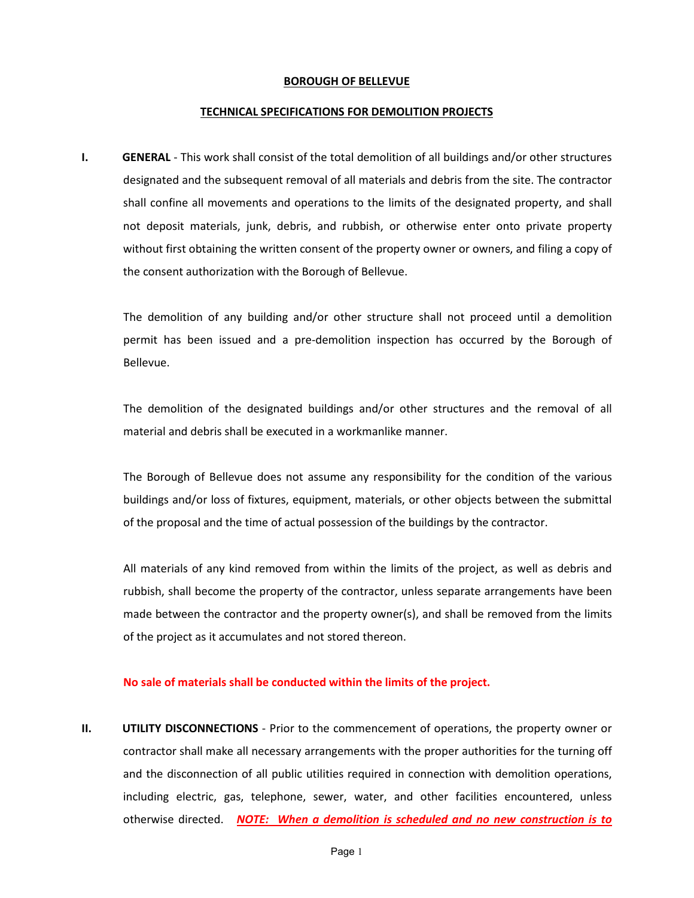**BOROUGH OF BELLEVUE**

**TECHNICAL SPECIFICATIONS FOR DEMOLITION PROJECTS**

**I. GENERAL** - This work shall consist of the total demolition of all buildings and/or other structures designated and the subsequent removal of all materials and debris from the site. The contractor shall confine all movements and operations to the limits of the designated property, and shall not deposit materials, junk, debris, and rubbish, or otherwise enter onto private property without first obtaining the written consent of the property owner or owners, and filing a copy of the consent authorization with the Borough of Bellevue.

The demolition of any building and/or other structure shall not proceed until a demolition permit has been issued and a pre-demolition inspection has occurred by the Borough of Bellevue.

The demolition of the designated buildings and/or other structures and the removal of all material and debris shall be executed in a workmanlike manner.

The Borough of Bellevue does not assume any responsibility for the condition of the various buildings and/or loss of fixtures, equipment, materials, or other objects between the submittal of the proposal and the time of actual possession of the buildings by the contractor.

All materials of any kind removed from within the limits of the project, as well as debris and rubbish, shall become the property of the contractor, unless separate arrangements have been made between the contractor and the property owner(s), and shall be removed from the limits of the project as it accumulates and not stored thereon.

**No sale of materials shall be conducted within the limits of the project.**

**II. UTILITY DISCONNECTIONS** - Prior to the commencement of operations, the property owner or contractor shall make all necessary arrangements with the proper authorities for the turning off and the disconnection of all public utilities required in connection with demolition operations, including electric, gas, telephone, sewer, water, and other facilities encountered, unless otherwise directed. ***NOTE: When a demolition is scheduled and no new construction is to***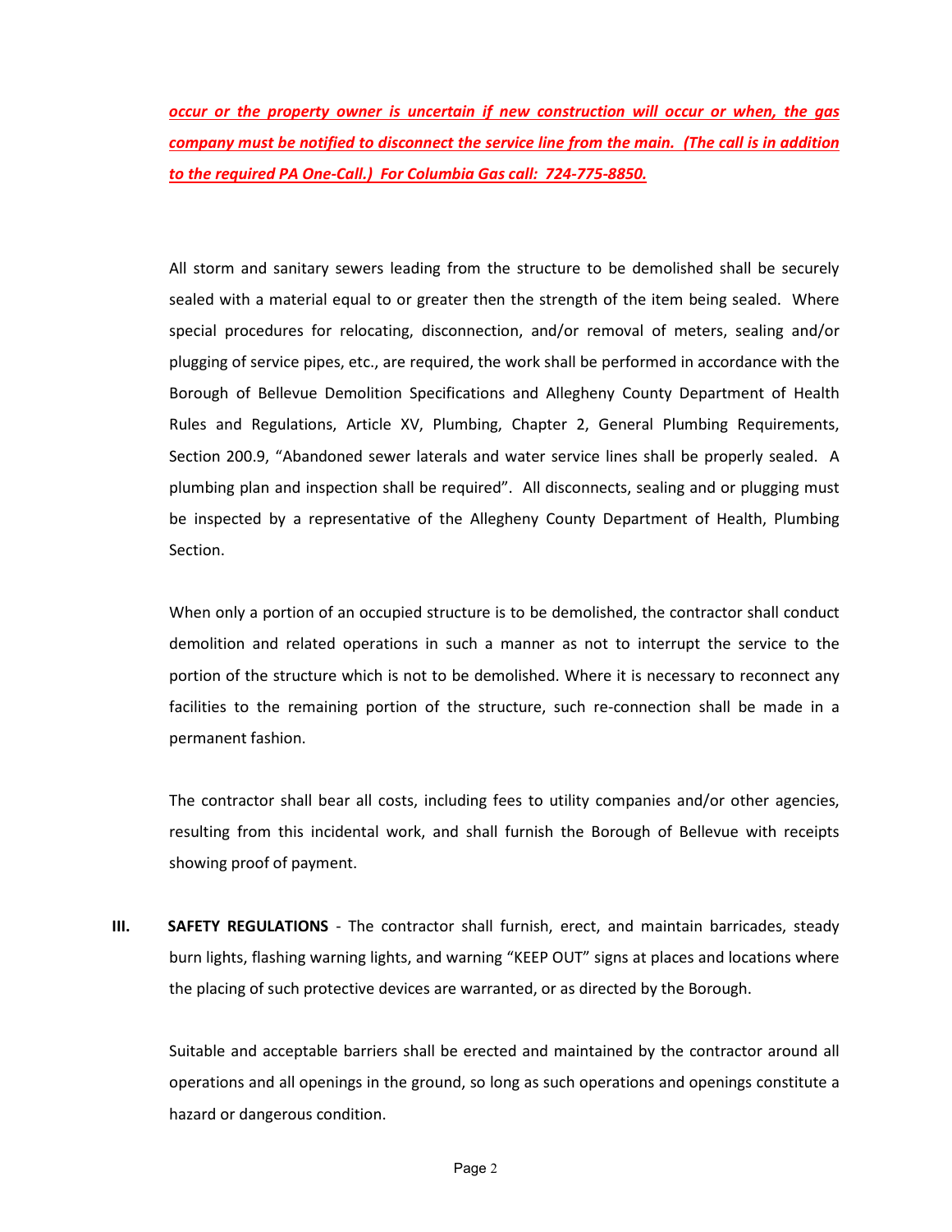***occur or the property owner is uncertain if new construction will occur or when, the gas company must be notified to disconnect the service line from the main. (The call is in addition to the required PA One-Call.) For Columbia Gas call: 724-775-8850.***

All storm and sanitary sewers leading from the structure to be demolished shall be securely sealed with a material equal to or greater then the strength of the item being sealed. Where special procedures for relocating, disconnection, and/or removal of meters, sealing and/or plugging of service pipes, etc., are required, the work shall be performed in accordance with the Borough of Bellevue Demolition Specifications and Allegheny County Department of Health Rules and Regulations, Article XV, Plumbing, Chapter 2, General Plumbing Requirements, Section 200.9, "Abandoned sewer laterals and water service lines shall be properly sealed. A plumbing plan and inspection shall be required". All disconnects, sealing and or plugging must be inspected by a representative of the Allegheny County Department of Health, Plumbing Section.

When only a portion of an occupied structure is to be demolished, the contractor shall conduct demolition and related operations in such a manner as not to interrupt the service to the portion of the structure which is not to be demolished. Where it is necessary to reconnect any facilities to the remaining portion of the structure, such re-connection shall be made in a permanent fashion.

The contractor shall bear all costs, including fees to utility companies and/or other agencies, resulting from this incidental work, and shall furnish the Borough of Bellevue with receipts showing proof of payment.

**III. SAFETY REGULATIONS** - The contractor shall furnish, erect, and maintain barricades, steady burn lights, flashing warning lights, and warning "KEEP OUT" signs at places and locations where the placing of such protective devices are warranted, or as directed by the Borough.

Suitable and acceptable barriers shall be erected and maintained by the contractor around all operations and all openings in the ground, so long as such operations and openings constitute a hazard or dangerous condition.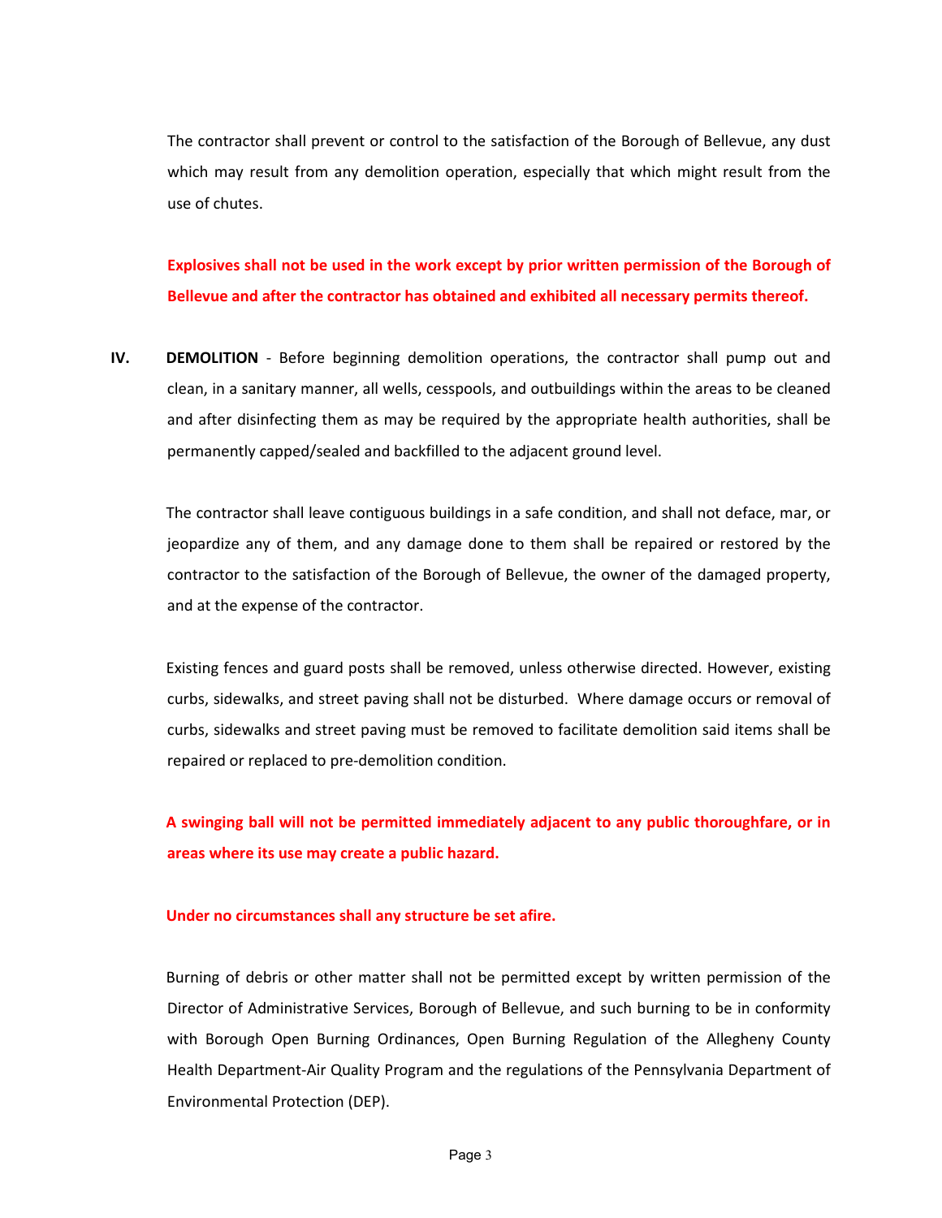The contractor shall prevent or control to the satisfaction of the Borough of Bellevue, any dust which may result from any demolition operation, especially that which might result from the use of chutes.

**Explosives shall not be used in the work except by prior written permission of the Borough of Bellevue and after the contractor has obtained and exhibited all necessary permits thereof.**

**IV. DEMOLITION** - Before beginning demolition operations, the contractor shall pump out and clean, in a sanitary manner, all wells, cesspools, and outbuildings within the areas to be cleaned and after disinfecting them as may be required by the appropriate health authorities, shall be permanently capped/sealed and backfilled to the adjacent ground level.

The contractor shall leave contiguous buildings in a safe condition, and shall not deface, mar, or jeopardize any of them, and any damage done to them shall be repaired or restored by the contractor to the satisfaction of the Borough of Bellevue, the owner of the damaged property, and at the expense of the contractor.

Existing fences and guard posts shall be removed, unless otherwise directed. However, existing curbs, sidewalks, and street paving shall not be disturbed. Where damage occurs or removal of curbs, sidewalks and street paving must be removed to facilitate demolition said items shall be repaired or replaced to pre-demolition condition.

**A swinging ball will not be permitted immediately adjacent to any public thoroughfare, or in areas where its use may create a public hazard.**

**Under no circumstances shall any structure be set afire.**

Burning of debris or other matter shall not be permitted except by written permission of the Director of Administrative Services, Borough of Bellevue, and such burning to be in conformity with Borough Open Burning Ordinances, Open Burning Regulation of the Allegheny County Health Department-Air Quality Program and the regulations of the Pennsylvania Department of Environmental Protection (DEP).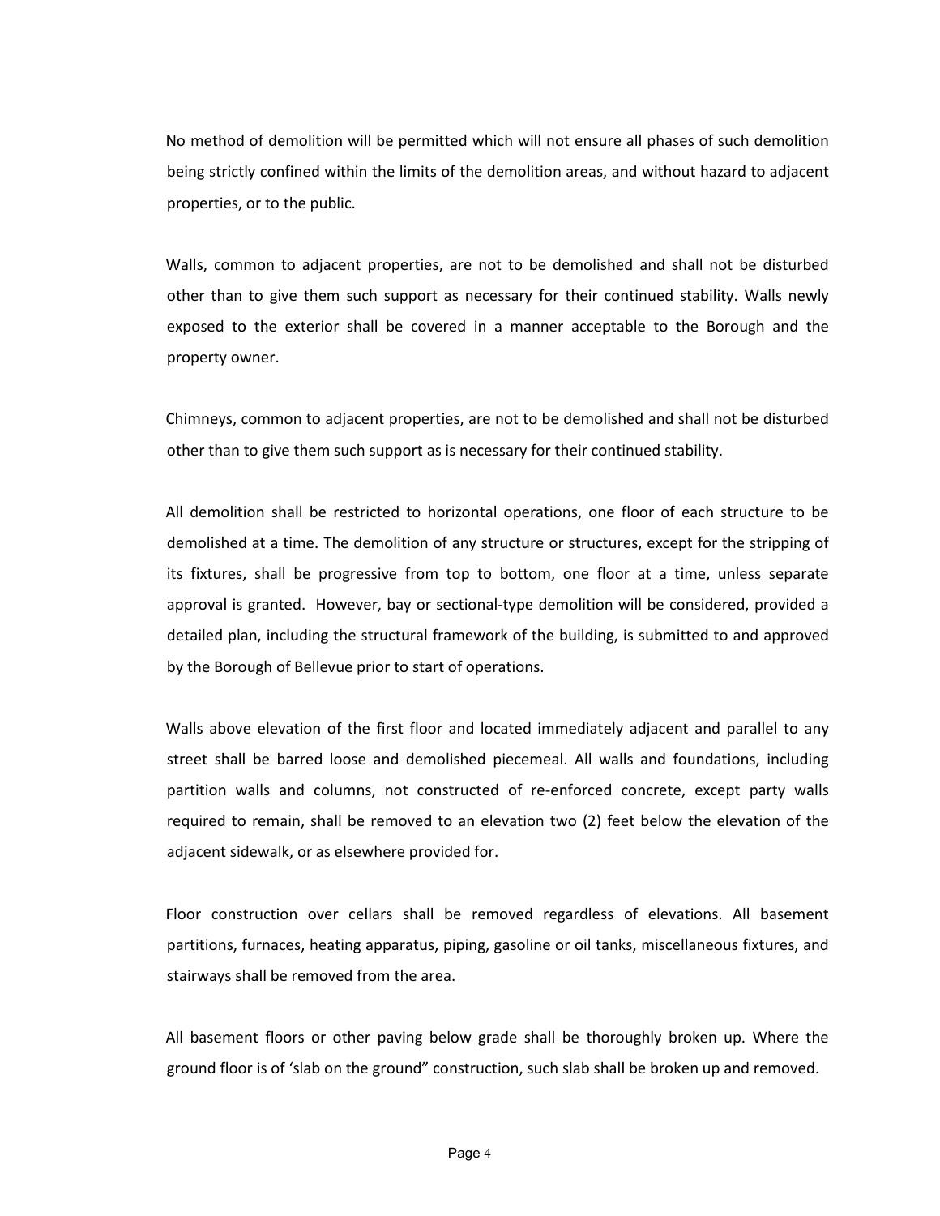No method of demolition will be permitted which will not ensure all phases of such demolition being strictly confined within the limits of the demolition areas, and without hazard to adjacent properties, or to the public.

Walls, common to adjacent properties, are not to be demolished and shall not be disturbed other than to give them such support as necessary for their continued stability. Walls newly exposed to the exterior shall be covered in a manner acceptable to the Borough and the property owner.

Chimneys, common to adjacent properties, are not to be demolished and shall not be disturbed other than to give them such support as is necessary for their continued stability.

All demolition shall be restricted to horizontal operations, one floor of each structure to be demolished at a time. The demolition of any structure or structures, except for the stripping of its fixtures, shall be progressive from top to bottom, one floor at a time, unless separate approval is granted. However, bay or sectional-type demolition will be considered, provided a detailed plan, including the structural framework of the building, is submitted to and approved by the Borough of Bellevue prior to start of operations.

Walls above elevation of the first floor and located immediately adjacent and parallel to any street shall be barred loose and demolished piecemeal. All walls and foundations, including partition walls and columns, not constructed of re-enforced concrete, except party walls required to remain, shall be removed to an elevation two (2) feet below the elevation of the adjacent sidewalk, or as elsewhere provided for.

Floor construction over cellars shall be removed regardless of elevations. All basement partitions, furnaces, heating apparatus, piping, gasoline or oil tanks, miscellaneous fixtures, and stairways shall be removed from the area.

All basement floors or other paving below grade shall be thoroughly broken up. Where the ground floor is of 'slab on the ground" construction, such slab shall be broken up and removed.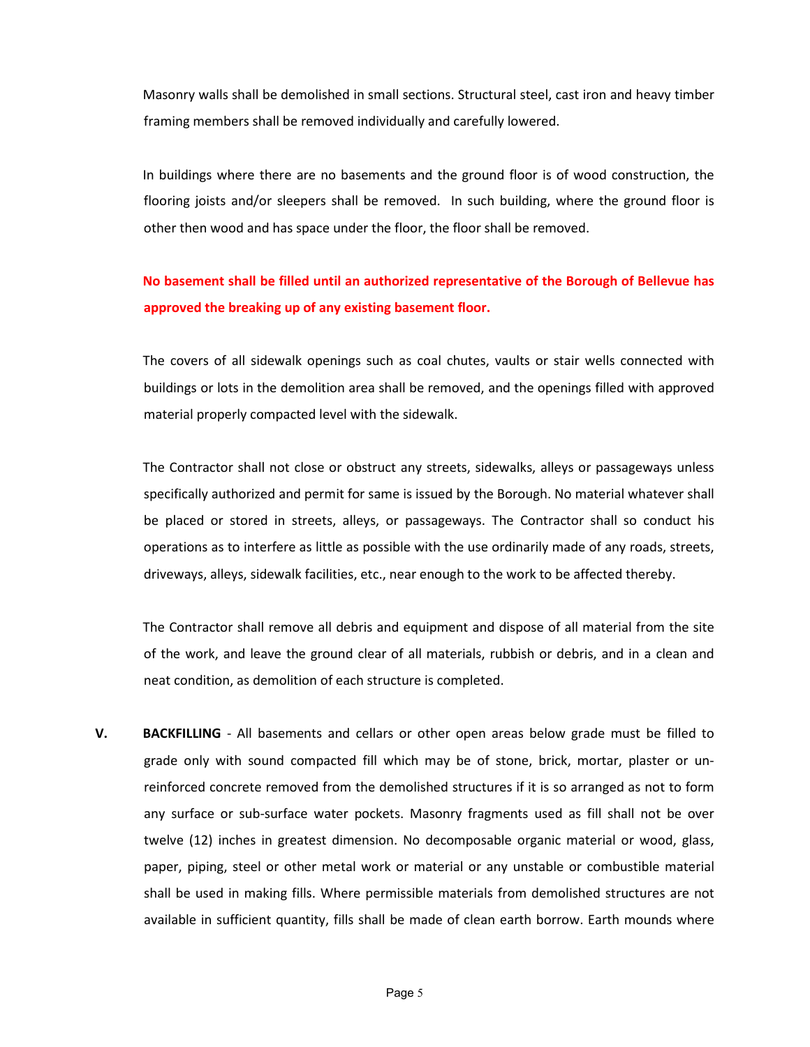Masonry walls shall be demolished in small sections. Structural steel, cast iron and heavy timber framing members shall be removed individually and carefully lowered.

In buildings where there are no basements and the ground floor is of wood construction, the flooring joists and/or sleepers shall be removed.  In such building, where the ground floor is other then wood and has space under the floor, the floor shall be removed.

**No basement shall be filled until an authorized representative of the Borough of Bellevue has approved the breaking up of any existing basement floor.**

The covers of all sidewalk openings such as coal chutes, vaults or stair wells connected with buildings or lots in the demolition area shall be removed, and the openings filled with approved material properly compacted level with the sidewalk.

The Contractor shall not close or obstruct any streets, sidewalks, alleys or passageways unless specifically authorized and permit for same is issued by the Borough. No material whatever shall be placed or stored in streets, alleys, or passageways. The Contractor shall so conduct his operations as to interfere as little as possible with the use ordinarily made of any roads, streets, driveways, alleys, sidewalk facilities, etc., near enough to the work to be affected thereby.

The Contractor shall remove all debris and equipment and dispose of all material from the site of the work, and leave the ground clear of all materials, rubbish or debris, and in a clean and neat condition, as demolition of each structure is completed.

**V.** **BACKFILLING** - All basements and cellars or other open areas below grade must be filled to grade only with sound compacted fill which may be of stone, brick, mortar, plaster or un-reinforced concrete removed from the demolished structures if it is so arranged as not to form any surface or sub-surface water pockets. Masonry fragments used as fill shall not be over twelve (12) inches in greatest dimension. No decomposable organic material or wood, glass, paper, piping, steel or other metal work or material or any unstable or combustible material shall be used in making fills. Where permissible materials from demolished structures are not available in sufficient quantity, fills shall be made of clean earth borrow. Earth mounds where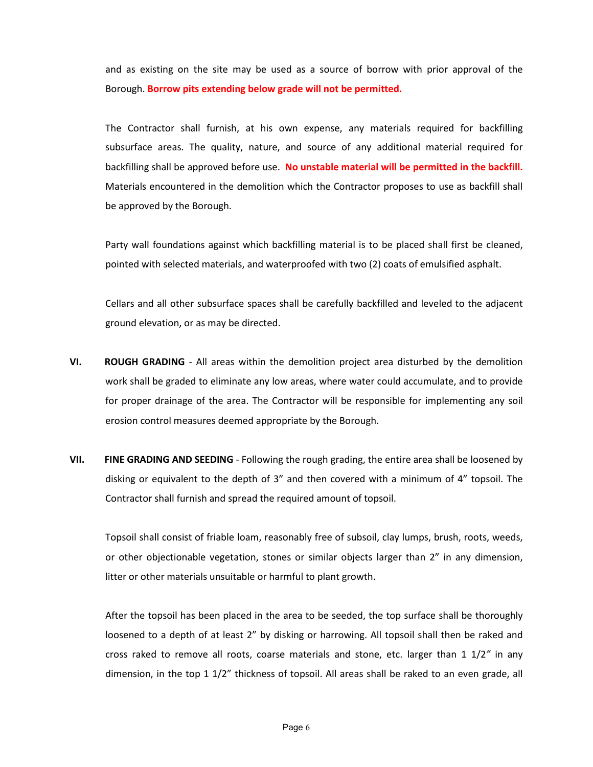and as existing on the site may be used as a source of borrow with prior approval of the Borough. **Borrow pits extending below grade will not be permitted.**

The Contractor shall furnish, at his own expense, any materials required for backfilling subsurface areas. The quality, nature, and source of any additional material required for backfilling shall be approved before use. **No unstable material will be permitted in the backfill.** Materials encountered in the demolition which the Contractor proposes to use as backfill shall be approved by the Borough.

Party wall foundations against which backfilling material is to be placed shall first be cleaned, pointed with selected materials, and waterproofed with two (2) coats of emulsified asphalt.

Cellars and all other subsurface spaces shall be carefully backfilled and leveled to the adjacent ground elevation, or as may be directed.

**VI. ROUGH GRADING** - All areas within the demolition project area disturbed by the demolition work shall be graded to eliminate any low areas, where water could accumulate, and to provide for proper drainage of the area. The Contractor will be responsible for implementing any soil erosion control measures deemed appropriate by the Borough.

**VII. FINE GRADING AND SEEDING** - Following the rough grading, the entire area shall be loosened by disking or equivalent to the depth of 3” and then covered with a minimum of 4” topsoil. The Contractor shall furnish and spread the required amount of topsoil.

Topsoil shall consist of friable loam, reasonably free of subsoil, clay lumps, brush, roots, weeds, or other objectionable vegetation, stones or similar objects larger than 2” in any dimension, litter or other materials unsuitable or harmful to plant growth.

After the topsoil has been placed in the area to be seeded, the top surface shall be thoroughly loosened to a depth of at least 2” by disking or harrowing. All topsoil shall then be raked and cross raked to remove all roots, coarse materials and stone, etc. larger than 1 1/2″ in any dimension, in the top 1 1/2” thickness of topsoil. All areas shall be raked to an even grade, all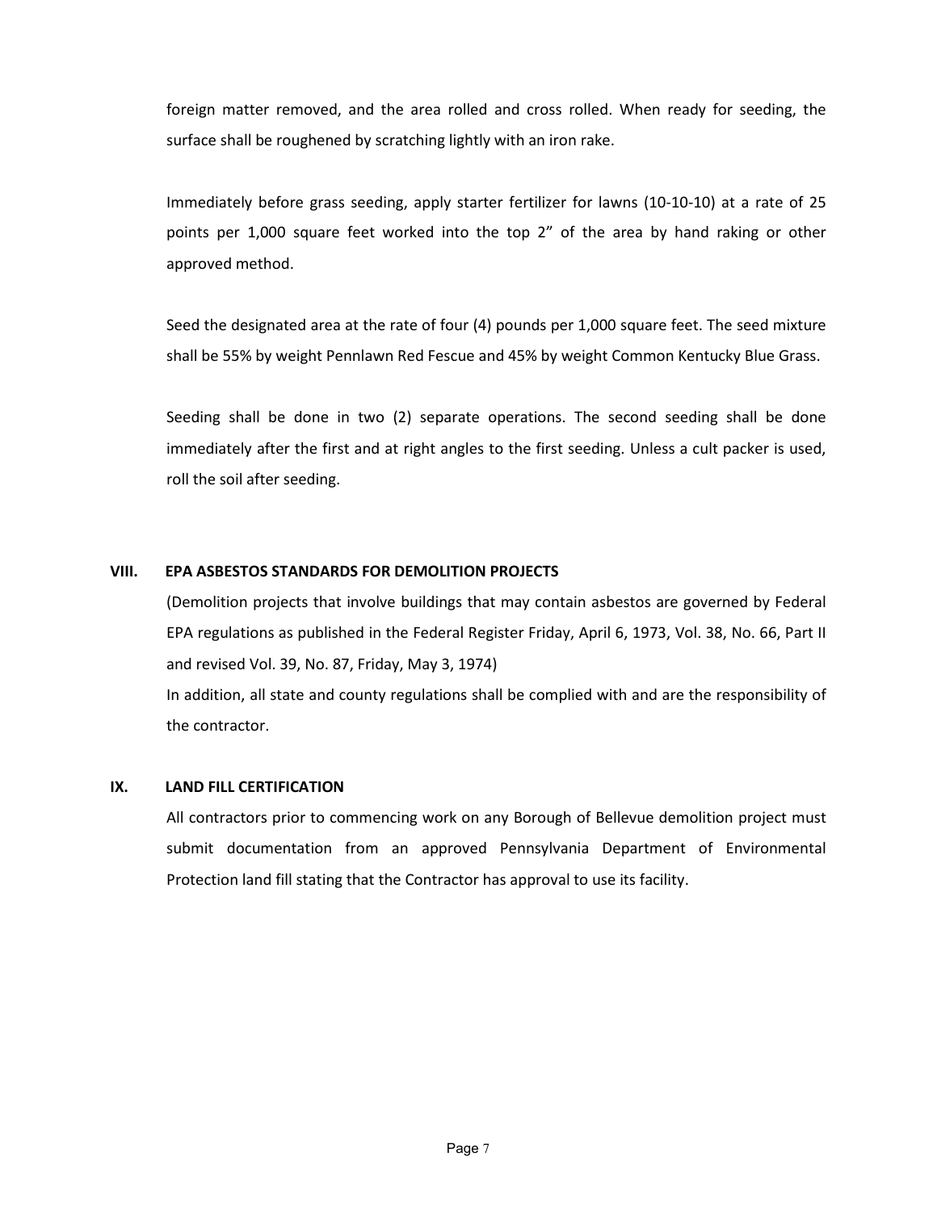foreign matter removed, and the area rolled and cross rolled. When ready for seeding, the surface shall be roughened by scratching lightly with an iron rake.

Immediately before grass seeding, apply starter fertilizer for lawns (10-10-10) at a rate of 25 points per 1,000 square feet worked into the top 2" of the area by hand raking or other approved method.

Seed the designated area at the rate of four (4) pounds per 1,000 square feet. The seed mixture shall be 55% by weight Pennlawn Red Fescue and 45% by weight Common Kentucky Blue Grass.

Seeding shall be done in two (2) separate operations. The second seeding shall be done immediately after the first and at right angles to the first seeding. Unless a cult packer is used, roll the soil after seeding.

## VIII. EPA ASBESTOS STANDARDS FOR DEMOLITION PROJECTS

(Demolition projects that involve buildings that may contain asbestos are governed by Federal EPA regulations as published in the Federal Register Friday, April 6, 1973, Vol. 38, No. 66, Part II and revised Vol. 39, No. 87, Friday, May 3, 1974)

In addition, all state and county regulations shall be complied with and are the responsibility of the contractor.

## IX. LAND FILL CERTIFICATION

All contractors prior to commencing work on any Borough of Bellevue demolition project must submit documentation from an approved Pennsylvania Department of Environmental Protection land fill stating that the Contractor has approval to use its facility.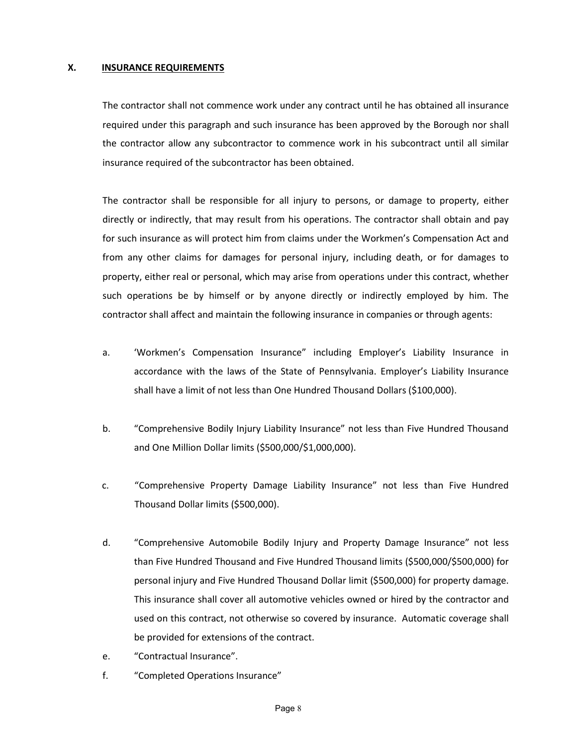## X. INSURANCE REQUIREMENTS

The contractor shall not commence work under any contract until he has obtained all insurance required under this paragraph and such insurance has been approved by the Borough nor shall the contractor allow any subcontractor to commence work in his subcontract until all similar insurance required of the subcontractor has been obtained.

The contractor shall be responsible for all injury to persons, or damage to property, either directly or indirectly, that may result from his operations. The contractor shall obtain and pay for such insurance as will protect him from claims under the Workmen's Compensation Act and from any other claims for damages for personal injury, including death, or for damages to property, either real or personal, which may arise from operations under this contract, whether such operations be by himself or by anyone directly or indirectly employed by him. The contractor shall affect and maintain the following insurance in companies or through agents:

a. 'Workmen's Compensation Insurance" including Employer's Liability Insurance in accordance with the laws of the State of Pennsylvania. Employer's Liability Insurance shall have a limit of not less than One Hundred Thousand Dollars ($100,000).

b. "Comprehensive Bodily Injury Liability Insurance" not less than Five Hundred Thousand and One Million Dollar limits ($500,000/$1,000,000).

c. "Comprehensive Property Damage Liability Insurance" not less than Five Hundred Thousand Dollar limits ($500,000).

d. "Comprehensive Automobile Bodily Injury and Property Damage Insurance" not less than Five Hundred Thousand and Five Hundred Thousand limits ($500,000/$500,000) for personal injury and Five Hundred Thousand Dollar limit ($500,000) for property damage. This insurance shall cover all automotive vehicles owned or hired by the contractor and used on this contract, not otherwise so covered by insurance. Automatic coverage shall be provided for extensions of the contract.

e. "Contractual Insurance".

f. "Completed Operations Insurance"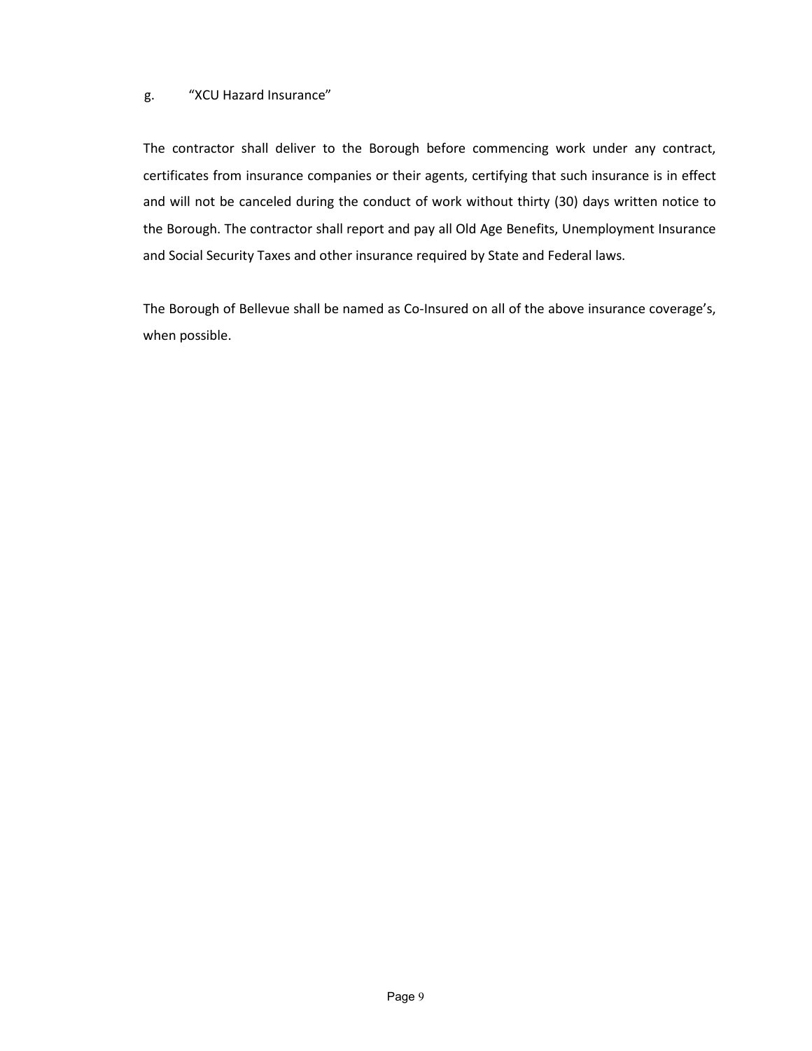g. "XCU Hazard Insurance"

The contractor shall deliver to the Borough before commencing work under any contract, certificates from insurance companies or their agents, certifying that such insurance is in effect and will not be canceled during the conduct of work without thirty (30) days written notice to the Borough. The contractor shall report and pay all Old Age Benefits, Unemployment Insurance and Social Security Taxes and other insurance required by State and Federal laws.

The Borough of Bellevue shall be named as Co-Insured on all of the above insurance coverage's, when possible.